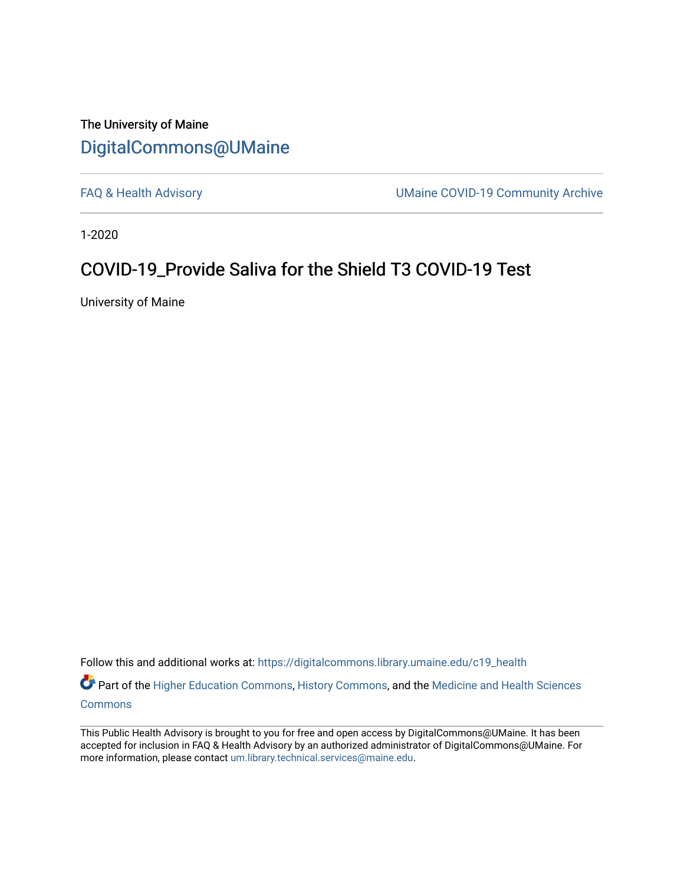The University of Maine

## DigitalCommons@UMaine

FAQ & Health Advisory    UMaine COVID-19 Community Archive

1-2020

# COVID-19_Provide Saliva for the Shield T3 COVID-19 Test

University of Maine

Follow this and additional works at: https://digitalcommons.library.umaine.edu/c19_health

Part of the Higher Education Commons, History Commons, and the Medicine and Health Sciences Commons

This Public Health Advisory is brought to you for free and open access by DigitalCommons@UMaine. It has been accepted for inclusion in FAQ & Health Advisory by an authorized administrator of DigitalCommons@UMaine. For more information, please contact um.library.technical.services@maine.edu.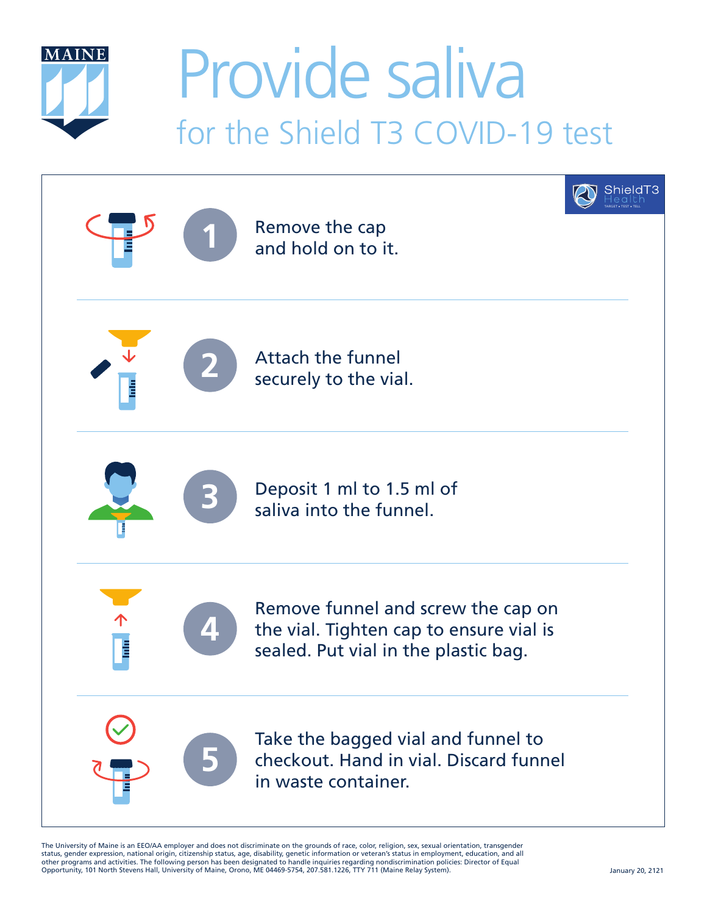MAINE

# Provide saliva

## for the Shield T3 COVID-19 test

ShieldT3 Health
TARGET • TEST • TELL

1. Remove the cap and hold on to it.

2. Attach the funnel securely to the vial.

3. Deposit 1 ml to 1.5 ml of saliva into the funnel.

4. Remove funnel and screw the cap on the vial. Tighten cap to ensure vial is sealed. Put vial in the plastic bag.

5. Take the bagged vial and funnel to checkout. Hand in vial. Discard funnel in waste container.

The University of Maine is an EEO/AA employer and does not discriminate on the grounds of race, color, religion, sex, sexual orientation, transgender status, gender expression, national origin, citizenship status, age, disability, genetic information or veteran's status in employment, education, and all other programs and activities. The following person has been designated to handle inquiries regarding nondiscrimination policies: Director of Equal Opportunity, 101 North Stevens Hall, University of Maine, Orono, ME 04469-5754, 207.581.1226, TTY 711 (Maine Relay System).

January 20, 2121